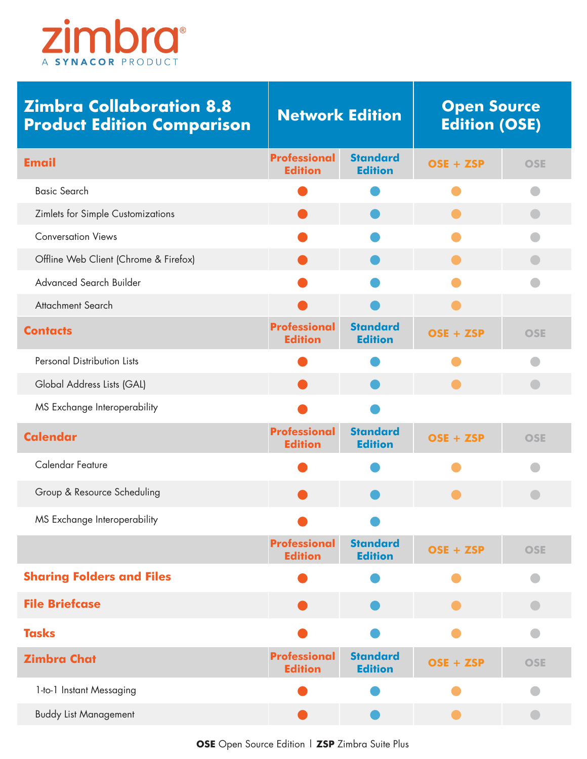zimbra®

A SYNACOR PRODUCT

| Zimbra Collaboration 8.8 Product Edition Comparison | Network Edition | | Open Source Edition (OSE) | |
|---|---|---|---|---|
| **Email** | Professional Edition | Standard Edition | OSE + ZSP | OSE |
| Basic Search | ● | ● | ● | ● |
| Zimlets for Simple Customizations | ● | ● | ● | ● |
| Conversation Views | ● | ● | ● | ● |
| Offline Web Client (Chrome & Firefox) | ● | ● | ● | ● |
| Advanced Search Builder | ● | ● | ● | ● |
| Attachment Search | ● | ● | ● | |
| **Contacts** | Professional Edition | Standard Edition | OSE + ZSP | OSE |
| Personal Distribution Lists | ● | ● | ● | ● |
| Global Address Lists (GAL) | ● | ● | ● | ● |
| MS Exchange Interoperability | ● | ● | | |
| **Calendar** | Professional Edition | Standard Edition | OSE + ZSP | OSE |
| Calendar Feature | ● | ● | ● | ● |
| Group & Resource Scheduling | ● | ● | ● | ● |
| MS Exchange Interoperability | ● | ● | | |
| | Professional Edition | Standard Edition | OSE + ZSP | OSE |
| **Sharing Folders and Files** | ● | ● | ● | ● |
| **File Briefcase** | ● | ● | ● | ● |
| **Tasks** | ● | ● | ● | ● |
| **Zimbra Chat** | Professional Edition | Standard Edition | OSE + ZSP | OSE |
| 1-to-1 Instant Messaging | ● | ● | ● | ● |
| Buddy List Management | ● | ● | ● | ● |

**OSE** Open Source Edition | **ZSP** Zimbra Suite Plus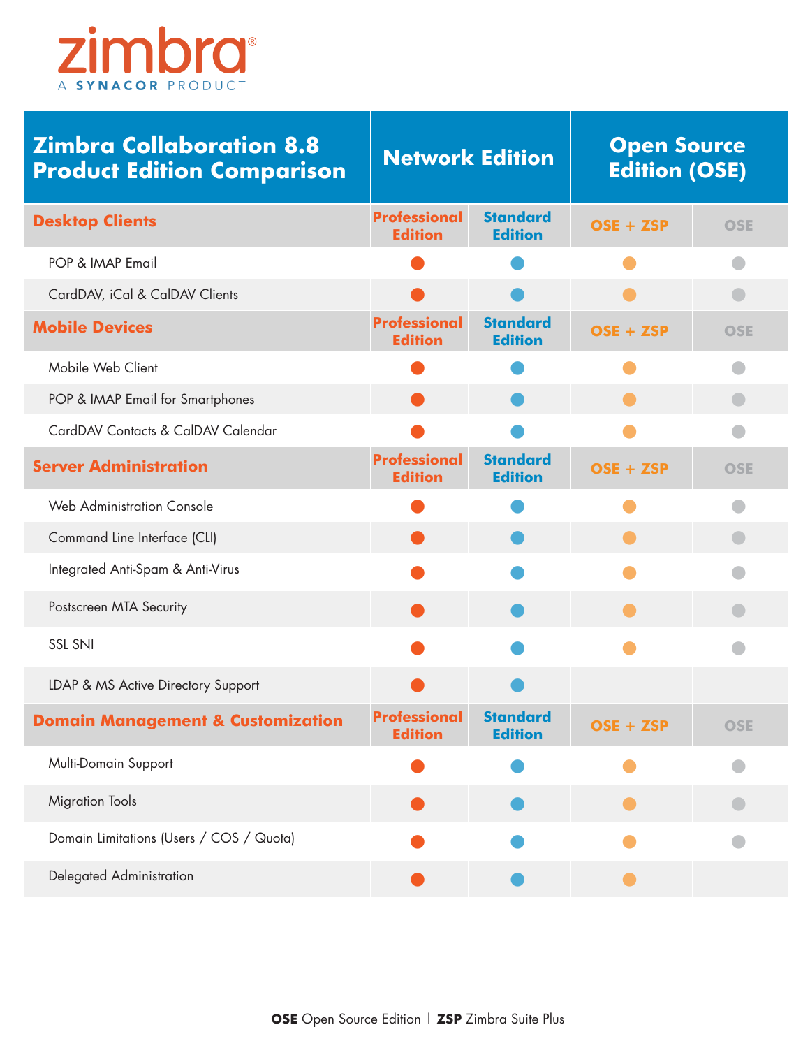| Zimbra Collaboration 8.8 Product Edition Comparison | Network Edition | | Open Source Edition (OSE) | |
|---|---|---|---|---|
| **Desktop Clients** | Professional Edition | Standard Edition | OSE + ZSP | OSE |
| POP & IMAP Email | ● | ● | ● | ● |
| CardDAV, iCal & CalDAV Clients | ● | ● | ● | ● |
| **Mobile Devices** | Professional Edition | Standard Edition | OSE + ZSP | OSE |
| Mobile Web Client | ● | ● | ● | ● |
| POP & IMAP Email for Smartphones | ● | ● | ● | ● |
| CardDAV Contacts & CalDAV Calendar | ● | ● | ● | ● |
| **Server Administration** | Professional Edition | Standard Edition | OSE + ZSP | OSE |
| Web Administration Console | ● | ● | ● | ● |
| Command Line Interface (CLI) | ● | ● | ● | ● |
| Integrated Anti-Spam & Anti-Virus | ● | ● | ● | ● |
| Postscreen MTA Security | ● | ● | ● | ● |
| SSL SNI | ● | ● | ● | ● |
| LDAP & MS Active Directory Support | ● | ● | | |
| **Domain Management & Customization** | Professional Edition | Standard Edition | OSE + ZSP | OSE |
| Multi-Domain Support | ● | ● | ● | ● |
| Migration Tools | ● | ● | ● | ● |
| Domain Limitations (Users / COS / Quota) | ● | ● | ● | ● |
| Delegated Administration | ● | ● | ● | |

**OSE** Open Source Edition | **ZSP** Zimbra Suite Plus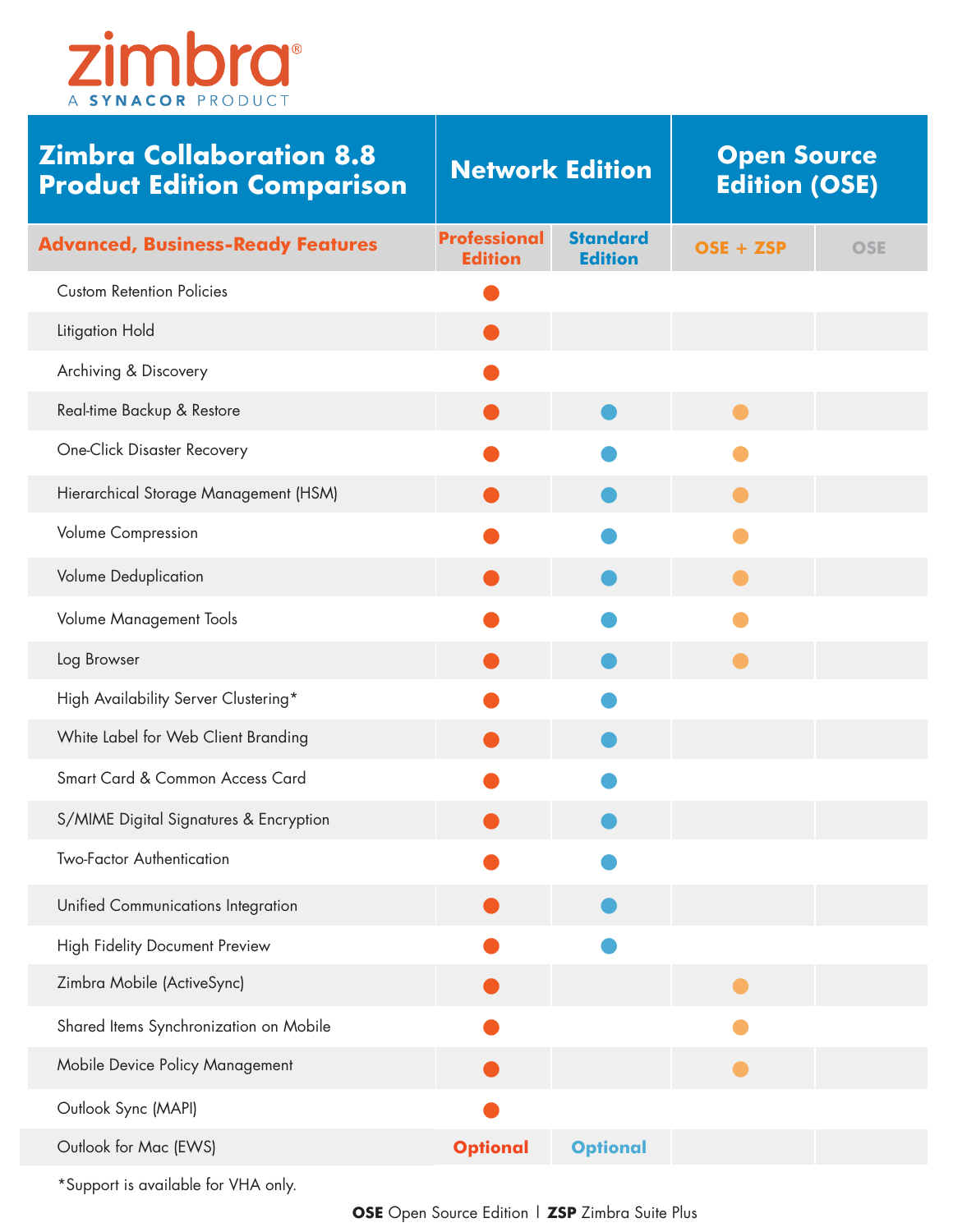zimbra®
A SYNACOR PRODUCT

| Zimbra Collaboration 8.8 Product Edition Comparison | Network Edition | | Open Source Edition (OSE) | |
|---|---|---|---|---|
| **Advanced, Business-Ready Features** | **Professional Edition** | **Standard Edition** | **OSE + ZSP** | **OSE** |
| Custom Retention Policies | ● | | | |
| Litigation Hold | ● | | | |
| Archiving & Discovery | ● | | | |
| Real-time Backup & Restore | ● | ● | ● | |
| One-Click Disaster Recovery | ● | ● | ● | |
| Hierarchical Storage Management (HSM) | ● | ● | ● | |
| Volume Compression | ● | ● | ● | |
| Volume Deduplication | ● | ● | ● | |
| Volume Management Tools | ● | ● | ● | |
| Log Browser | ● | ● | ● | |
| High Availability Server Clustering* | ● | ● | | |
| White Label for Web Client Branding | ● | ● | | |
| Smart Card & Common Access Card | ● | ● | | |
| S/MIME Digital Signatures & Encryption | ● | ● | | |
| Two-Factor Authentication | ● | ● | | |
| Unified Communications Integration | ● | ● | | |
| High Fidelity Document Preview | ● | ● | | |
| Zimbra Mobile (ActiveSync) | ● | | ● | |
| Shared Items Synchronization on Mobile | ● | | ● | |
| Mobile Device Policy Management | ● | | ● | |
| Outlook Sync (MAPI) | ● | | | |
| Outlook for Mac (EWS) | Optional | Optional | | |

*Support is available for VHA only.

**OSE** Open Source Edition | **ZSP** Zimbra Suite Plus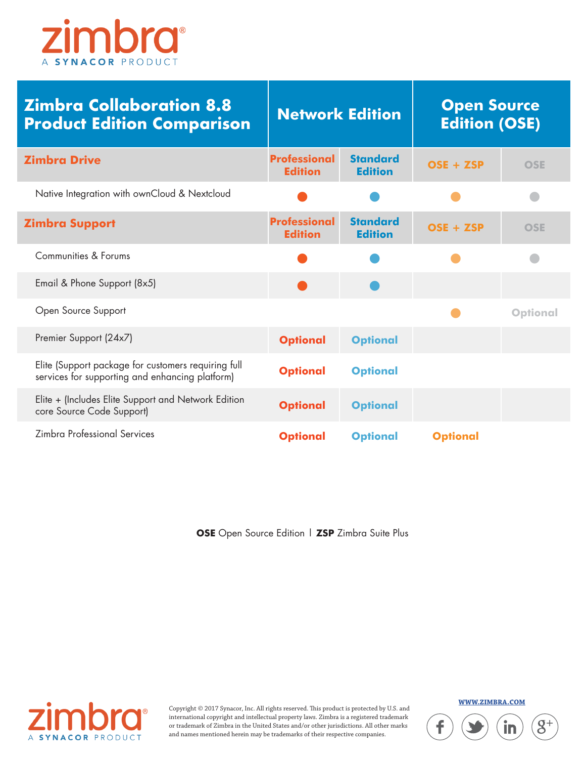| Zimbra Collaboration 8.8 Product Edition Comparison | Network Edition | | Open Source Edition (OSE) | |
|---|---|---|---|---|
| **Zimbra Drive** | **Professional Edition** | **Standard Edition** | **OSE + ZSP** | **OSE** |
| Native Integration with ownCloud & Nextcloud | ● | ● | ● | ● |
| **Zimbra Support** | **Professional Edition** | **Standard Edition** | **OSE + ZSP** | **OSE** |
| Communities & Forums | ● | ● | ● | ● |
| Email & Phone Support (8x5) | ● | ● | | |
| Open Source Support | | | ● | Optional |
| Premier Support (24x7) | Optional | Optional | | |
| Elite (Support package for customers requiring full services for supporting and enhancing platform) | Optional | Optional | | |
| Elite + (Includes Elite Support and Network Edition core Source Code Support) | Optional | Optional | | |
| Zimbra Professional Services | Optional | Optional | Optional | |

**OSE** Open Source Edition | **ZSP** Zimbra Suite Plus

Copyright © 2017 Synacor, Inc. All rights reserved. This product is protected by U.S. and international copyright and intellectual property laws. Zimbra is a registered trademark or trademark of Zimbra in the United States and/or other jurisdictions. All other marks and names mentioned herein may be trademarks of their respective companies.

WWW.ZIMBRA.COM